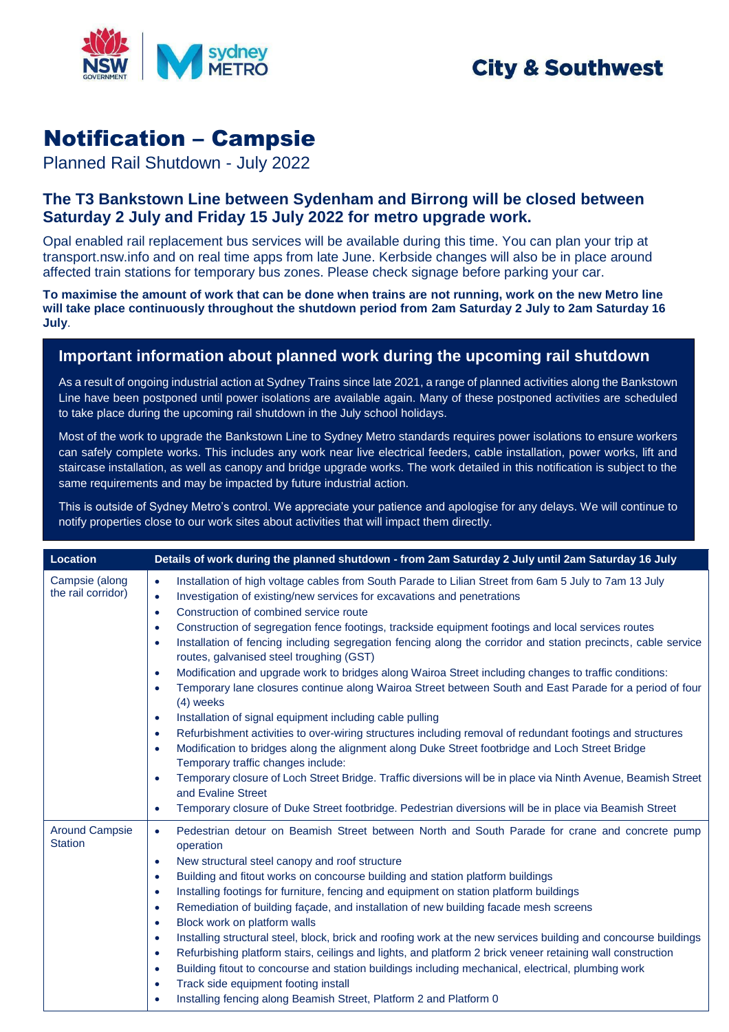City & Southwest

# Notification – Campsie

Planned Rail Shutdown - July 2022

## The T3 Bankstown Line between Sydenham and Birrong will be closed between Saturday 2 July and Friday 15 July 2022 for metro upgrade work.

Opal enabled rail replacement bus services will be available during this time. You can plan your trip at transport.nsw.info and on real time apps from late June. Kerbside changes will also be in place around affected train stations for temporary bus zones. Please check signage before parking your car.

**To maximise the amount of work that can be done when trains are not running, work on the new Metro line will take place continuously throughout the shutdown period from 2am Saturday 2 July to 2am Saturday 16 July**.

### Important information about planned work during the upcoming rail shutdown

As a result of ongoing industrial action at Sydney Trains since late 2021, a range of planned activities along the Bankstown Line have been postponed until power isolations are available again. Many of these postponed activities are scheduled to take place during the upcoming rail shutdown in the July school holidays.

Most of the work to upgrade the Bankstown Line to Sydney Metro standards requires power isolations to ensure workers can safely complete works. This includes any work near live electrical feeders, cable installation, power works, lift and staircase installation, as well as canopy and bridge upgrade works. The work detailed in this notification is subject to the same requirements and may be impacted by future industrial action.

This is outside of Sydney Metro's control. We appreciate your patience and apologise for any delays. We will continue to notify properties close to our work sites about activities that will impact them directly.

| Location | Details of work during the planned shutdown - from 2am Saturday 2 July until 2am Saturday 16 July |
|---|---|
| Campsie (along the rail corridor) | • Installation of high voltage cables from South Parade to Lilian Street from 6am 5 July to 7am 13 July<br>• Investigation of existing/new services for excavations and penetrations<br>• Construction of combined service route<br>• Construction of segregation fence footings, trackside equipment footings and local services routes<br>• Installation of fencing including segregation fencing along the corridor and station precincts, cable service routes, galvanised steel troughing (GST)<br>• Modification and upgrade work to bridges along Wairoa Street including changes to traffic conditions:<br>• Temporary lane closures continue along Wairoa Street between South and East Parade for a period of four (4) weeks<br>• Installation of signal equipment including cable pulling<br>• Refurbishment activities to over-wiring structures including removal of redundant footings and structures<br>• Modification to bridges along the alignment along Duke Street footbridge and Loch Street Bridge Temporary traffic changes include:<br>• Temporary closure of Loch Street Bridge. Traffic diversions will be in place via Ninth Avenue, Beamish Street and Evaline Street<br>• Temporary closure of Duke Street footbridge. Pedestrian diversions will be in place via Beamish Street |
| Around Campsie Station | • Pedestrian detour on Beamish Street between North and South Parade for crane and concrete pump operation<br>• New structural steel canopy and roof structure<br>• Building and fitout works on concourse building and station platform buildings<br>• Installing footings for furniture, fencing and equipment on station platform buildings<br>• Remediation of building façade, and installation of new building facade mesh screens<br>• Block work on platform walls<br>• Installing structural steel, block, brick and roofing work at the new services building and concourse buildings<br>• Refurbishing platform stairs, ceilings and lights, and platform 2 brick veneer retaining wall construction<br>• Building fitout to concourse and station buildings including mechanical, electrical, plumbing work<br>• Track side equipment footing install<br>• Installing fencing along Beamish Street, Platform 2 and Platform 0 |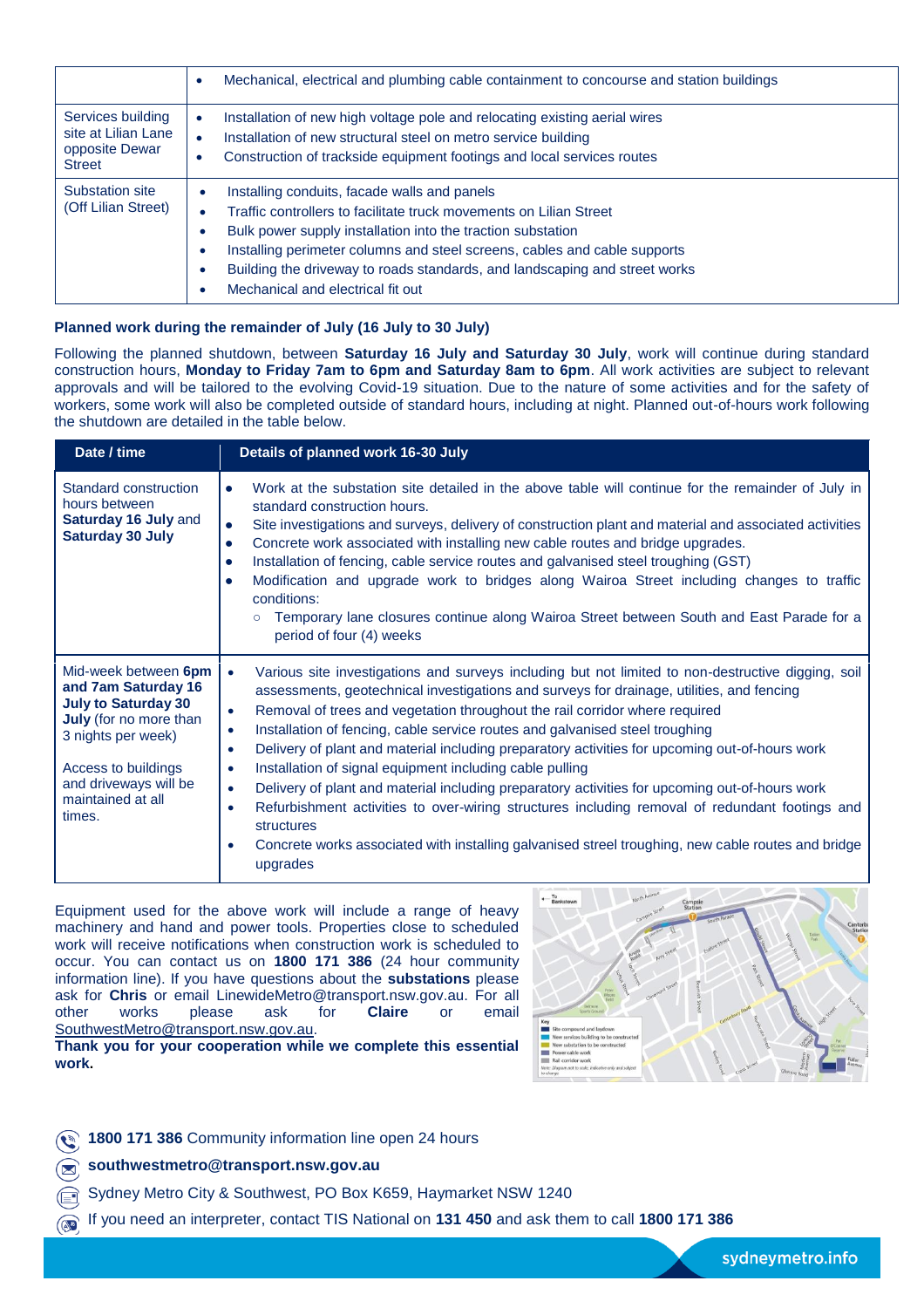| | |
|---|---|
| | • Mechanical, electrical and plumbing cable containment to concourse and station buildings |
| Services building site at Lilian Lane opposite Dewar Street | • Installation of new high voltage pole and relocating existing aerial wires<br>• Installation of new structural steel on metro service building<br>• Construction of trackside equipment footings and local services routes |
| Substation site (Off Lilian Street) | • Installing conduits, facade walls and panels<br>• Traffic controllers to facilitate truck movements on Lilian Street<br>• Bulk power supply installation into the traction substation<br>• Installing perimeter columns and steel screens, cables and cable supports<br>• Building the driveway to roads standards, and landscaping and street works<br>• Mechanical and electrical fit out |

**Planned work during the remainder of July (16 July to 30 July)**

Following the planned shutdown, between **Saturday 16 July and Saturday 30 July**, work will continue during standard construction hours, **Monday to Friday 7am to 6pm and Saturday 8am to 6pm**. All work activities are subject to relevant approvals and will be tailored to the evolving Covid-19 situation. Due to the nature of some activities and for the safety of workers, some work will also be completed outside of standard hours, including at night. Planned out-of-hours work following the shutdown are detailed in the table below.

| Date / time | Details of planned work 16-30 July |
|---|---|
| Standard construction hours between **Saturday 16 July** and **Saturday 30 July** | • Work at the substation site detailed in the above table will continue for the remainder of July in standard construction hours.<br>• Site investigations and surveys, delivery of construction plant and material and associated activities<br>• Concrete work associated with installing new cable routes and bridge upgrades.<br>• Installation of fencing, cable service routes and galvanised steel troughing (GST)<br>• Modification and upgrade work to bridges along Wairoa Street including changes to traffic conditions:<br>  ○ Temporary lane closures continue along Wairoa Street between South and East Parade for a period of four (4) weeks |
| Mid-week between **6pm and 7am Saturday 16 July to Saturday 30 July** (for no more than 3 nights per week)<br><br>Access to buildings and driveways will be maintained at all times. | • Various site investigations and surveys including but not limited to non-destructive digging, soil assessments, geotechnical investigations and surveys for drainage, utilities, and fencing<br>• Removal of trees and vegetation throughout the rail corridor where required<br>• Installation of fencing, cable service routes and galvanised steel troughing<br>• Delivery of plant and material including preparatory activities for upcoming out-of-hours work<br>• Installation of signal equipment including cable pulling<br>• Delivery of plant and material including preparatory activities for upcoming out-of-hours work<br>• Refurbishment activities to over-wiring structures including removal of redundant footings and structures<br>• Concrete works associated with installing galvanised streel troughing, new cable routes and bridge upgrades |

Equipment used for the above work will include a range of heavy machinery and hand and power tools. Properties close to scheduled work will receive notifications when construction work is scheduled to occur. You can contact us on **1800 171 386** (24 hour community information line). If you have questions about the **substations** please ask for **Chris** or email LinewideMetro@transport.nsw.gov.au. For all other works please ask for **Claire** or email SouthwestMetro@transport.nsw.gov.au.

**Thank you for your cooperation while we complete this essential work.**

**1800 171 386** Community information line open 24 hours

**southwestmetro@transport.nsw.gov.au**

Sydney Metro City & Southwest, PO Box K659, Haymarket NSW 1240

If you need an interpreter, contact TIS National on **131 450** and ask them to call **1800 171 386**

sydneymetro.info